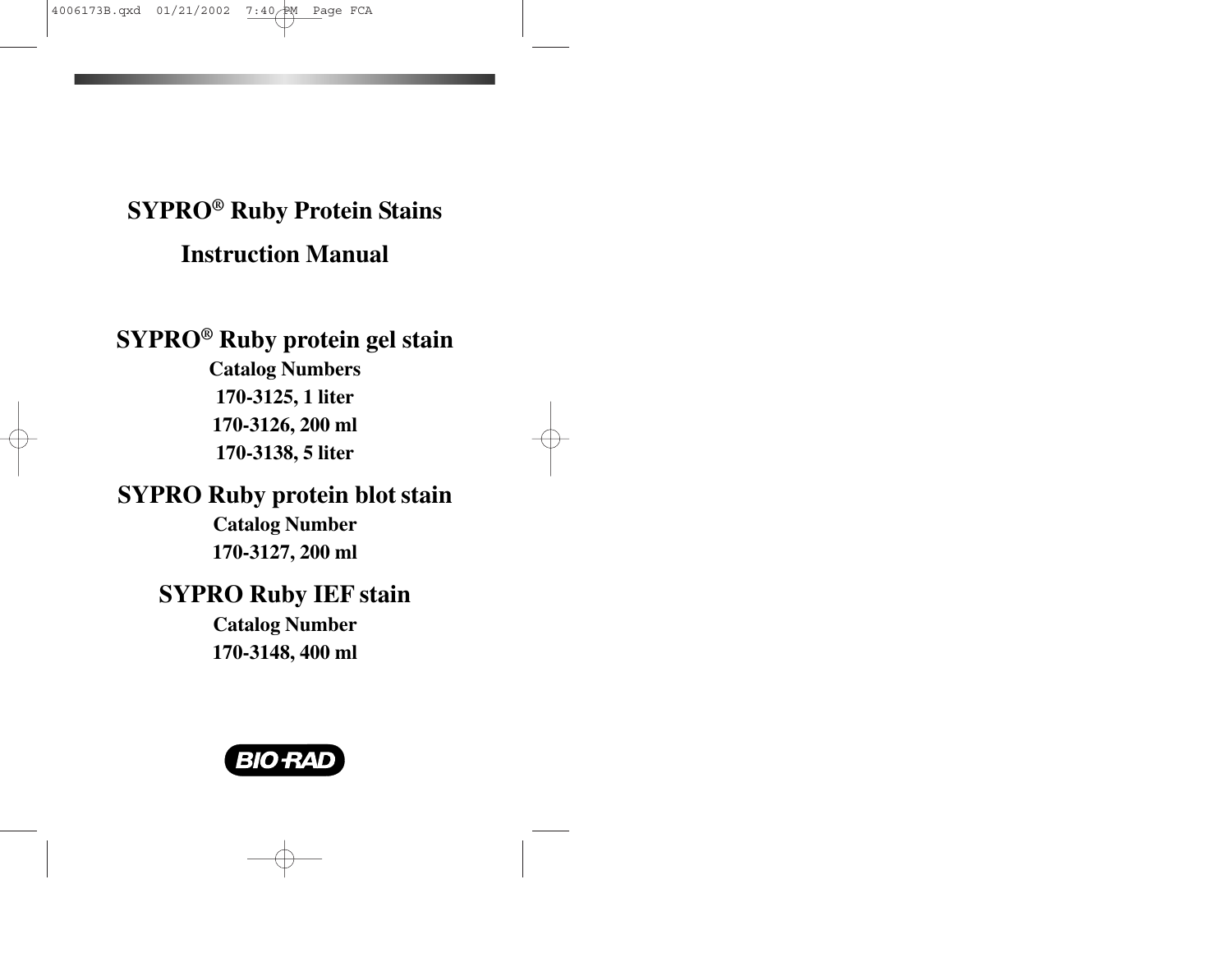# SYPRO® Ruby Protein Stains

# Instruction Manual

## SYPRO® Ruby protein gel stain

**Catalog Numbers**

**170-3125, 1 liter**

**170-3126, 200 ml**

**170-3138, 5 liter**

## SYPRO Ruby protein blot stain

**Catalog Number**

**170-3127, 200 ml**

## SYPRO Ruby IEF stain

**Catalog Number**

**170-3148, 400 ml**

BIO-RAD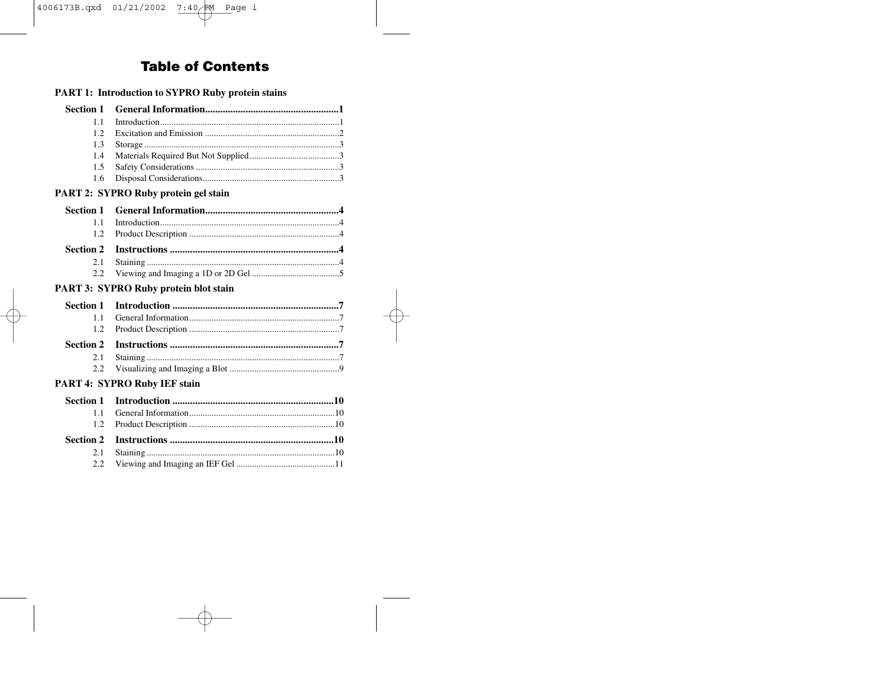# Table of Contents

**PART 1: Introduction to SYPRO Ruby protein stains**

**Section 1 General Information....................................................1**

- 1.1 Introduction................................................................................1
- 1.2 Excitation and Emission ............................................................2
- 1.3 Storage .......................................................................................3
- 1.4 Materials Required But Not Supplied........................................3
- 1.5 Safety Considerations ................................................................3
- 1.6 Disposal Considerations.............................................................3

**PART 2: SYPRO Ruby protein gel stain**

**Section 1 General Information....................................................4**

- 1.1 Introduction................................................................................4
- 1.2 Product Description ...................................................................4

**Section 2 Instructions ..................................................................4**

- 2.1 Staining ......................................................................................4
- 2.2 Viewing and Imaging a 1D or 2D Gel .......................................5

**PART 3: SYPRO Ruby protein blot stain**

**Section 1 Introduction .................................................................7**

- 1.1 General Information...................................................................7
- 1.2 Product Description ...................................................................7

**Section 2 Instructions ..................................................................7**

- 2.1 Staining ......................................................................................7
- 2.2 Visualizing and Imaging a Blot .................................................9

**PART 4: SYPRO Ruby IEF stain**

**Section 1 Introduction ...............................................................10**

- 1.1 General Information.................................................................10
- 1.2 Product Description .................................................................10

**Section 2 Instructions ................................................................10**

- 2.1 Staining ....................................................................................10
- 2.2 Viewing and Imaging an IEF Gel ............................................11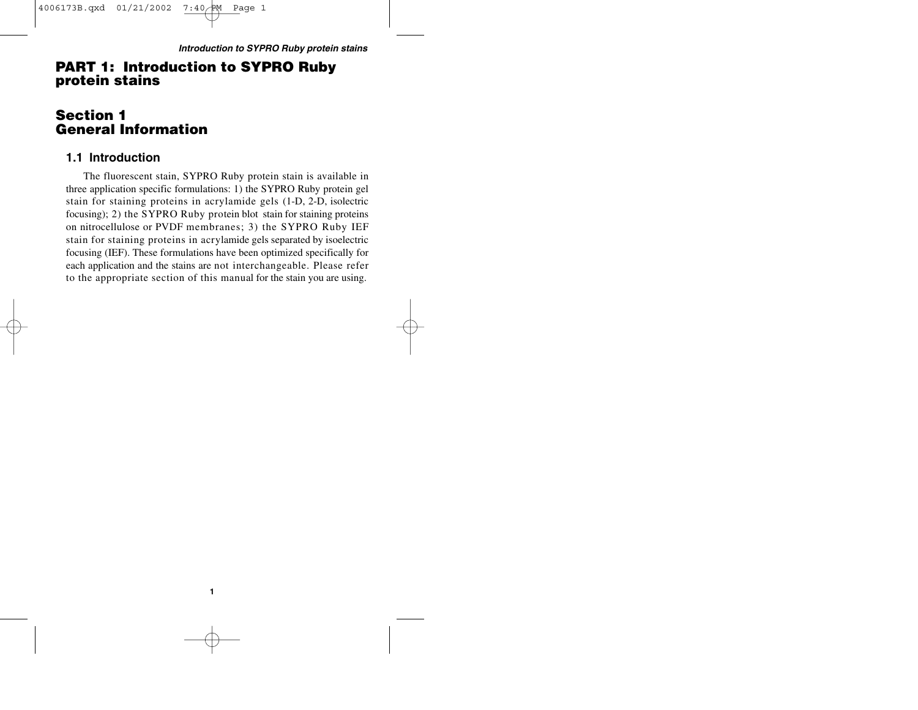# PART 1: Introduction to SYPRO Ruby protein stains

## Section 1 General Information

### 1.1 Introduction

The fluorescent stain, SYPRO Ruby protein stain is available in three application specific formulations: 1) the SYPRO Ruby protein gel stain for staining proteins in acrylamide gels (1-D, 2-D, isoelectric focusing); 2) the SYPRO Ruby protein blot stain for staining proteins on nitrocellulose or PVDF membranes; 3) the SYPRO Ruby IEF stain for staining proteins in acrylamide gels separated by isoelectric focusing (IEF). These formulations have been optimized specifically for each application and the stains are not interchangeable. Please refer to the appropriate section of this manual for the stain you are using.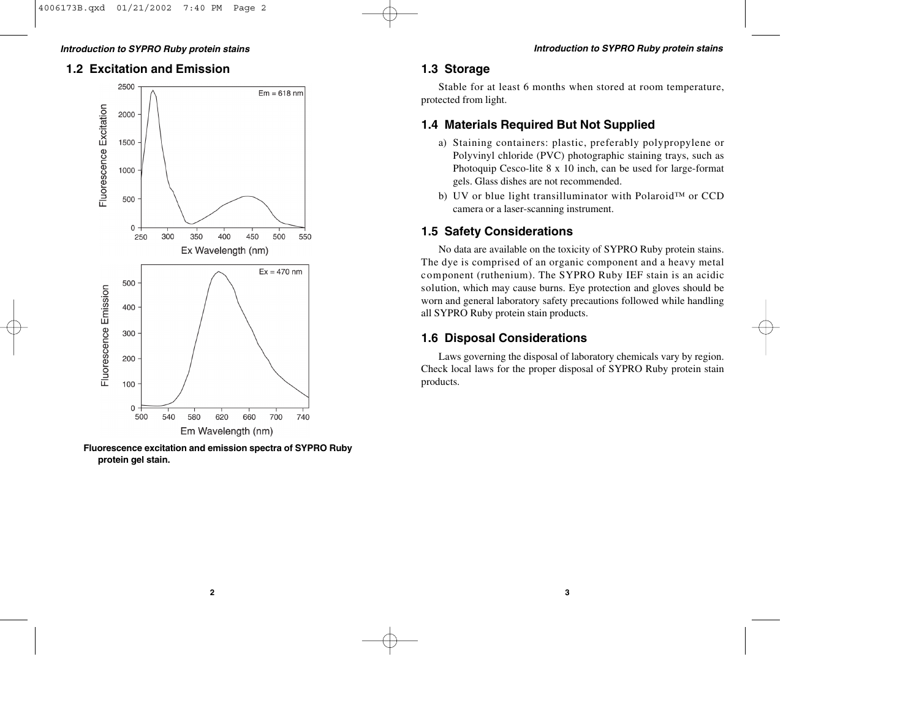## 1.2 Excitation and Emission

Fluorescence excitation and emission spectra of SYPRO Ruby protein gel stain.

## 1.3 Storage

Stable for at least 6 months when stored at room temperature, protected from light.

## 1.4 Materials Required But Not Supplied

a) Staining containers: plastic, preferably polypropylene or Polyvinyl chloride (PVC) photographic staining trays, such as Photoquip Cesco-lite 8 x 10 inch, can be used for large-format gels. Glass dishes are not recommended.

b) UV or blue light transilluminator with Polaroid™ or CCD camera or a laser-scanning instrument.

## 1.5 Safety Considerations

No data are available on the toxicity of SYPRO Ruby protein stains. The dye is comprised of an organic component and a heavy metal component (ruthenium). The SYPRO Ruby IEF stain is an acidic solution, which may cause burns. Eye protection and gloves should be worn and general laboratory safety precautions followed while handling all SYPRO Ruby protein stain products.

## 1.6 Disposal Considerations

Laws governing the disposal of laboratory chemicals vary by region. Check local laws for the proper disposal of SYPRO Ruby protein stain products.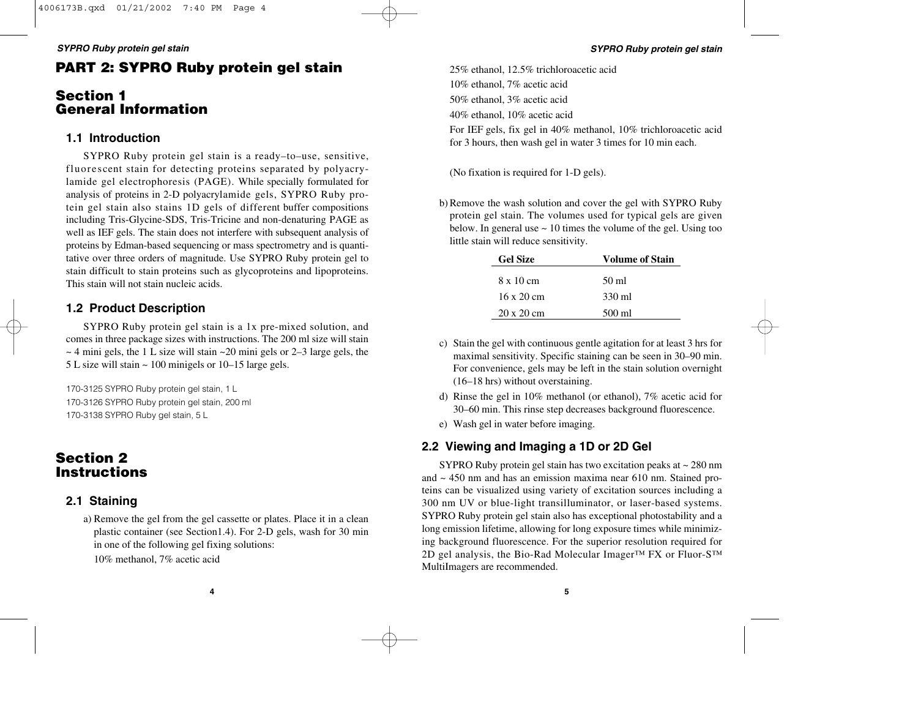# PART 2: SYPRO Ruby protein gel stain

## Section 1 General Information

### 1.1 Introduction

SYPRO Ruby protein gel stain is a ready–to–use, sensitive, fluorescent stain for detecting proteins separated by polyacrylamide gel electrophoresis (PAGE). While specially formulated for analysis of proteins in 2-D polyacrylamide gels, SYPRO Ruby protein gel stain also stains 1D gels of different buffer compositions including Tris-Glycine-SDS, Tris-Tricine and non-denaturing PAGE as well as IEF gels. The stain does not interfere with subsequent analysis of proteins by Edman-based sequencing or mass spectrometry and is quantitative over three orders of magnitude. Use SYPRO Ruby protein gel to stain difficult to stain proteins such as glycoproteins and lipoproteins. This stain will not stain nucleic acids.

### 1.2 Product Description

SYPRO Ruby protein gel stain is a 1x pre-mixed solution, and comes in three package sizes with instructions. The 200 ml size will stain ~ 4 mini gels, the 1 L size will stain ~20 mini gels or 2–3 large gels, the 5 L size will stain ~ 100 minigels or 10–15 large gels.

170-3125 SYPRO Ruby protein gel stain, 1 L
170-3126 SYPRO Ruby protein gel stain, 200 ml
170-3138 SYPRO Ruby gel stain, 5 L

## Section 2 Instructions

### 2.1 Staining

a) Remove the gel from the gel cassette or plates. Place it in a clean plastic container (see Section1.4). For 2-D gels, wash for 30 min in one of the following gel fixing solutions:

10% methanol, 7% acetic acid
25% ethanol, 12.5% trichloroacetic acid
10% ethanol, 7% acetic acid
50% ethanol, 3% acetic acid
40% ethanol, 10% acetic acid

For IEF gels, fix gel in 40% methanol, 10% trichloroacetic acid for 3 hours, then wash gel in water 3 times for 10 min each.

(No fixation is required for 1-D gels).

b) Remove the wash solution and cover the gel with SYPRO Ruby protein gel stain. The volumes used for typical gels are given below. In general use ~ 10 times the volume of the gel. Using too little stain will reduce sensitivity.

| Gel Size | Volume of Stain |
|---|---|
| 8 x 10 cm | 50 ml |
| 16 x 20 cm | 330 ml |
| 20 x 20 cm | 500 ml |

c) Stain the gel with continuous gentle agitation for at least 3 hrs for maximal sensitivity. Specific staining can be seen in 30–90 min. For convenience, gels may be left in the stain solution overnight (16–18 hrs) without overstaining.

d) Rinse the gel in 10% methanol (or ethanol), 7% acetic acid for 30–60 min. This rinse step decreases background fluorescence.

e) Wash gel in water before imaging.

### 2.2 Viewing and Imaging a 1D or 2D Gel

SYPRO Ruby protein gel stain has two excitation peaks at ~ 280 nm and ~ 450 nm and has an emission maxima near 610 nm. Stained proteins can be visualized using variety of excitation sources including a 300 nm UV or blue-light transilluminator, or laser-based systems. SYPRO Ruby protein gel stain also has exceptional photostability and a long emission lifetime, allowing for long exposure times while minimizing background fluorescence. For the superior resolution required for 2D gel analysis, the Bio-Rad Molecular Imager™ FX or Fluor-S™ MultiImagers are recommended.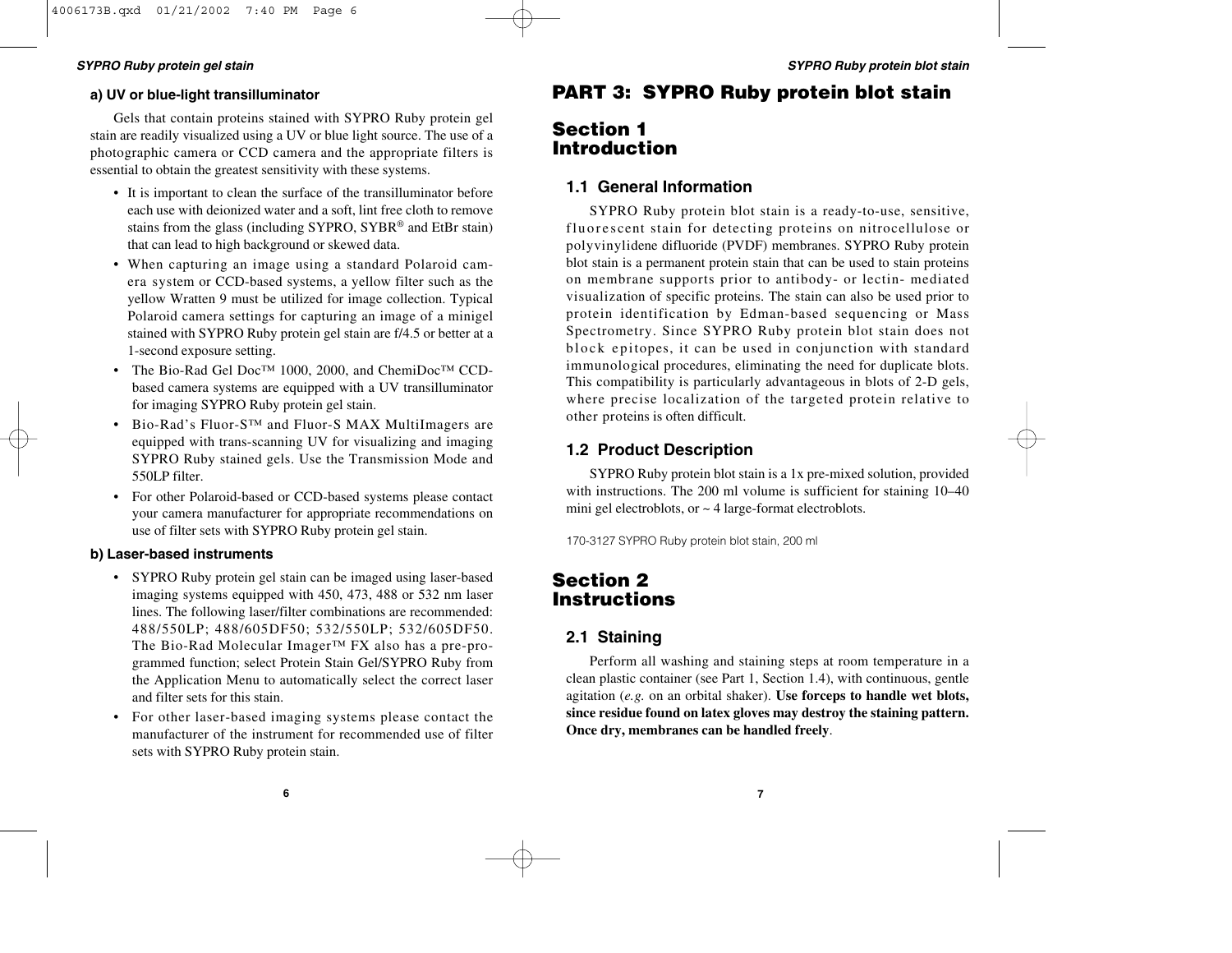**a) UV or blue-light transilluminator**

Gels that contain proteins stained with SYPRO Ruby protein gel stain are readily visualized using a UV or blue light source. The use of a photographic camera or CCD camera and the appropriate filters is essential to obtain the greatest sensitivity with these systems.

- It is important to clean the surface of the transilluminator before each use with deionized water and a soft, lint free cloth to remove stains from the glass (including SYPRO, SYBR® and EtBr stain) that can lead to high background or skewed data.
- When capturing an image using a standard Polaroid camera system or CCD-based systems, a yellow filter such as the yellow Wratten 9 must be utilized for image collection. Typical Polaroid camera settings for capturing an image of a minigel stained with SYPRO Ruby protein gel stain are f/4.5 or better at a 1-second exposure setting.
- The Bio-Rad Gel Doc™ 1000, 2000, and ChemiDoc™ CCD-based camera systems are equipped with a UV transilluminator for imaging SYPRO Ruby protein gel stain.
- Bio-Rad's Fluor-S™ and Fluor-S MAX MultiImagers are equipped with trans-scanning UV for visualizing and imaging SYPRO Ruby stained gels. Use the Transmission Mode and 550LP filter.
- For other Polaroid-based or CCD-based systems please contact your camera manufacturer for appropriate recommendations on use of filter sets with SYPRO Ruby protein gel stain.

**b) Laser-based instruments**

- SYPRO Ruby protein gel stain can be imaged using laser-based imaging systems equipped with 450, 473, 488 or 532 nm laser lines. The following laser/filter combinations are recommended: 488/550LP; 488/605DF50; 532/550LP; 532/605DF50. The Bio-Rad Molecular Imager™ FX also has a pre-programmed function; select Protein Stain Gel/SYPRO Ruby from the Application Menu to automatically select the correct laser and filter sets for this stain.
- For other laser-based imaging systems please contact the manufacturer of the instrument for recommended use of filter sets with SYPRO Ruby protein stain.

# PART 3: SYPRO Ruby protein blot stain

## Section 1 Introduction

### 1.1 General Information

SYPRO Ruby protein blot stain is a ready-to-use, sensitive, fluorescent stain for detecting proteins on nitrocellulose or polyvinylidene difluoride (PVDF) membranes. SYPRO Ruby protein blot stain is a permanent protein stain that can be used to stain proteins on membrane supports prior to antibody- or lectin- mediated visualization of specific proteins. The stain can also be used prior to protein identification by Edman-based sequencing or Mass Spectrometry. Since SYPRO Ruby protein blot stain does not block epitopes, it can be used in conjunction with standard immunological procedures, eliminating the need for duplicate blots. This compatibility is particularly advantageous in blots of 2-D gels, where precise localization of the targeted protein relative to other proteins is often difficult.

### 1.2 Product Description

SYPRO Ruby protein blot stain is a 1x pre-mixed solution, provided with instructions. The 200 ml volume is sufficient for staining 10–40 mini gel electroblots, or ~ 4 large-format electroblots.

170-3127 SYPRO Ruby protein blot stain, 200 ml

## Section 2 Instructions

### 2.1 Staining

Perform all washing and staining steps at room temperature in a clean plastic container (see Part 1, Section 1.4), with continuous, gentle agitation (*e.g.* on an orbital shaker). **Use forceps to handle wet blots, since residue found on latex gloves may destroy the staining pattern. Once dry, membranes can be handled freely**.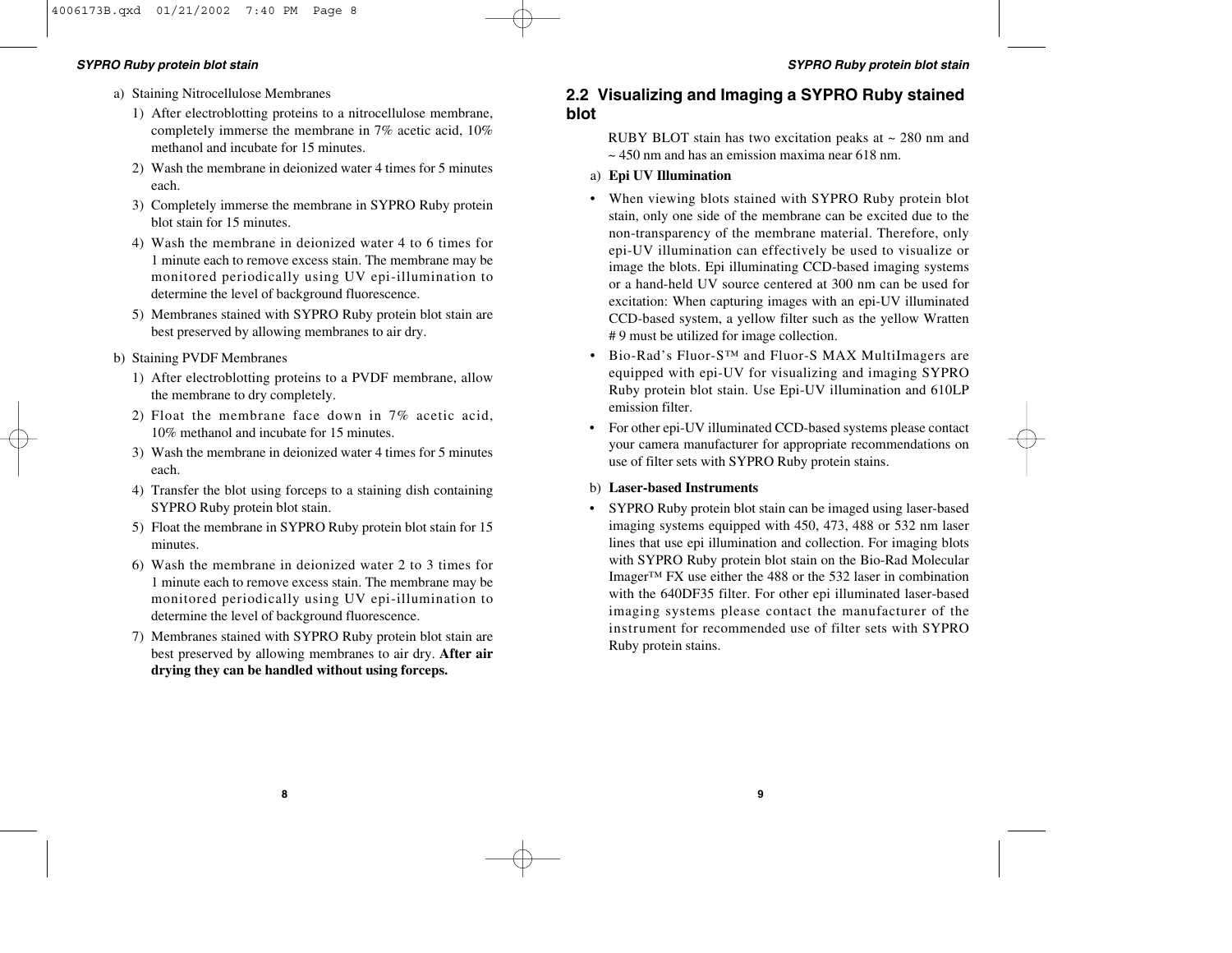a) Staining Nitrocellulose Membranes

1) After electroblotting proteins to a nitrocellulose membrane, completely immerse the membrane in 7% acetic acid, 10% methanol and incubate for 15 minutes.
2) Wash the membrane in deionized water 4 times for 5 minutes each.
3) Completely immerse the membrane in SYPRO Ruby protein blot stain for 15 minutes.
4) Wash the membrane in deionized water 4 to 6 times for 1 minute each to remove excess stain. The membrane may be monitored periodically using UV epi-illumination to determine the level of background fluorescence.
5) Membranes stained with SYPRO Ruby protein blot stain are best preserved by allowing membranes to air dry.

b) Staining PVDF Membranes

1) After electroblotting proteins to a PVDF membrane, allow the membrane to dry completely.
2) Float the membrane face down in 7% acetic acid, 10% methanol and incubate for 15 minutes.
3) Wash the membrane in deionized water 4 times for 5 minutes each.
4) Transfer the blot using forceps to a staining dish containing SYPRO Ruby protein blot stain.
5) Float the membrane in SYPRO Ruby protein blot stain for 15 minutes.
6) Wash the membrane in deionized water 2 to 3 times for 1 minute each to remove excess stain. The membrane may be monitored periodically using UV epi-illumination to determine the level of background fluorescence.
7) Membranes stained with SYPRO Ruby protein blot stain are best preserved by allowing membranes to air dry. **After air drying they can be handled without using forceps.**

## 2.2 Visualizing and Imaging a SYPRO Ruby stained blot

RUBY BLOT stain has two excitation peaks at ~ 280 nm and ~ 450 nm and has an emission maxima near 618 nm.

a) **Epi UV Illumination**

- When viewing blots stained with SYPRO Ruby protein blot stain, only one side of the membrane can be excited due to the non-transparency of the membrane material. Therefore, only epi-UV illumination can effectively be used to visualize or image the blots. Epi illuminating CCD-based imaging systems or a hand-held UV source centered at 300 nm can be used for excitation: When capturing images with an epi-UV illuminated CCD-based system, a yellow filter such as the yellow Wratten # 9 must be utilized for image collection.
- Bio-Rad's Fluor-S™ and Fluor-S MAX MultiImagers are equipped with epi-UV for visualizing and imaging SYPRO Ruby protein blot stain. Use Epi-UV illumination and 610LP emission filter.
- For other epi-UV illuminated CCD-based systems please contact your camera manufacturer for appropriate recommendations on use of filter sets with SYPRO Ruby protein stains.

b) **Laser-based Instruments**

- SYPRO Ruby protein blot stain can be imaged using laser-based imaging systems equipped with 450, 473, 488 or 532 nm laser lines that use epi illumination and collection. For imaging blots with SYPRO Ruby protein blot stain on the Bio-Rad Molecular Imager™ FX use either the 488 or the 532 laser in combination with the 640DF35 filter. For other epi illuminated laser-based imaging systems please contact the manufacturer of the instrument for recommended use of filter sets with SYPRO Ruby protein stains.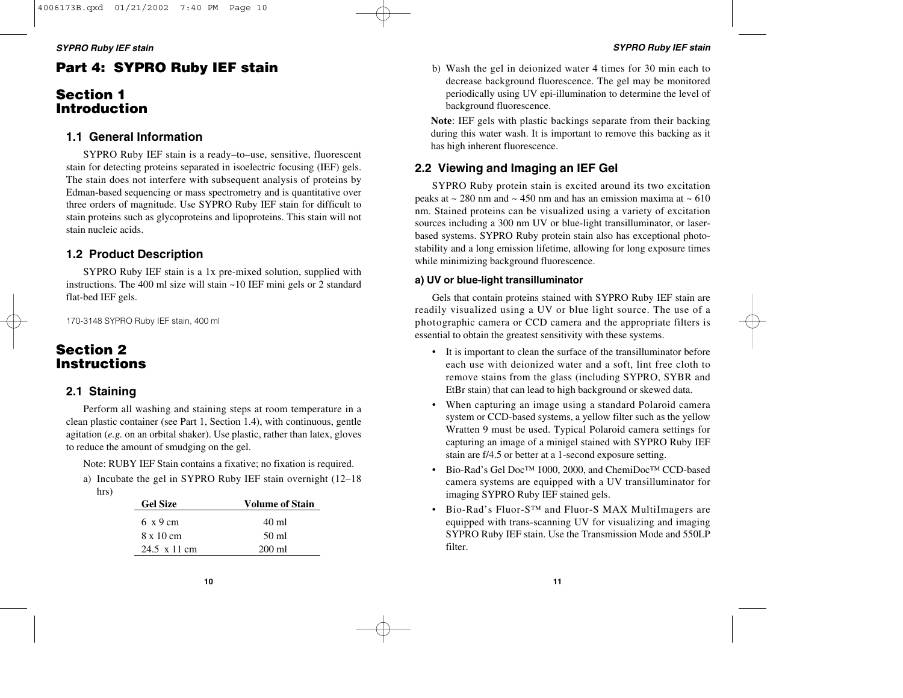# Part 4: SYPRO Ruby IEF stain

## Section 1 Introduction

### 1.1 General Information

SYPRO Ruby IEF stain is a ready–to–use, sensitive, fluorescent stain for detecting proteins separated in isoelectric focusing (IEF) gels. The stain does not interfere with subsequent analysis of proteins by Edman-based sequencing or mass spectrometry and is quantitative over three orders of magnitude. Use SYPRO Ruby IEF stain for difficult to stain proteins such as glycoproteins and lipoproteins. This stain will not stain nucleic acids.

### 1.2 Product Description

SYPRO Ruby IEF stain is a 1x pre-mixed solution, supplied with instructions. The 400 ml size will stain ~10 IEF mini gels or 2 standard flat-bed IEF gels.

170-3148 SYPRO Ruby IEF stain, 400 ml

## Section 2 Instructions

### 2.1 Staining

Perform all washing and staining steps at room temperature in a clean plastic container (see Part 1, Section 1.4), with continuous, gentle agitation (*e.g.* on an orbital shaker). Use plastic, rather than latex, gloves to reduce the amount of smudging on the gel.

Note: RUBY IEF Stain contains a fixative; no fixation is required.

a) Incubate the gel in SYPRO Ruby IEF stain overnight (12–18 hrs)

| Gel Size | Volume of Stain |
|---|---|
| 6 x 9 cm | 40 ml |
| 8 x 10 cm | 50 ml |
| 24.5 x 11 cm | 200 ml |

b) Wash the gel in deionized water 4 times for 30 min each to decrease background fluorescence. The gel may be monitored periodically using UV epi-illumination to determine the level of background fluorescence.

**Note**: IEF gels with plastic backings separate from their backing during this water wash. It is important to remove this backing as it has high inherent fluorescence.

### 2.2 Viewing and Imaging an IEF Gel

SYPRO Ruby protein stain is excited around its two excitation peaks at ~ 280 nm and ~ 450 nm and has an emission maxima at ~ 610 nm. Stained proteins can be visualized using a variety of excitation sources including a 300 nm UV or blue-light transilluminator, or laser-based systems. SYPRO Ruby protein stain also has exceptional photo-stability and a long emission lifetime, allowing for long exposure times while minimizing background fluorescence.

#### a) UV or blue-light transilluminator

Gels that contain proteins stained with SYPRO Ruby IEF stain are readily visualized using a UV or blue light source. The use of a photographic camera or CCD camera and the appropriate filters is essential to obtain the greatest sensitivity with these systems.

- It is important to clean the surface of the transilluminator before each use with deionized water and a soft, lint free cloth to remove stains from the glass (including SYPRO, SYBR and EtBr stain) that can lead to high background or skewed data.
- When capturing an image using a standard Polaroid camera system or CCD-based systems, a yellow filter such as the yellow Wratten 9 must be used. Typical Polaroid camera settings for capturing an image of a minigel stained with SYPRO Ruby IEF stain are f/4.5 or better at a 1-second exposure setting.
- Bio-Rad's Gel Doc™ 1000, 2000, and ChemiDoc™ CCD-based camera systems are equipped with a UV transilluminator for imaging SYPRO Ruby IEF stained gels.
- Bio-Rad's Fluor-S™ and Fluor-S MAX MultiImagers are equipped with trans-scanning UV for visualizing and imaging SYPRO Ruby IEF stain. Use the Transmission Mode and 550LP filter.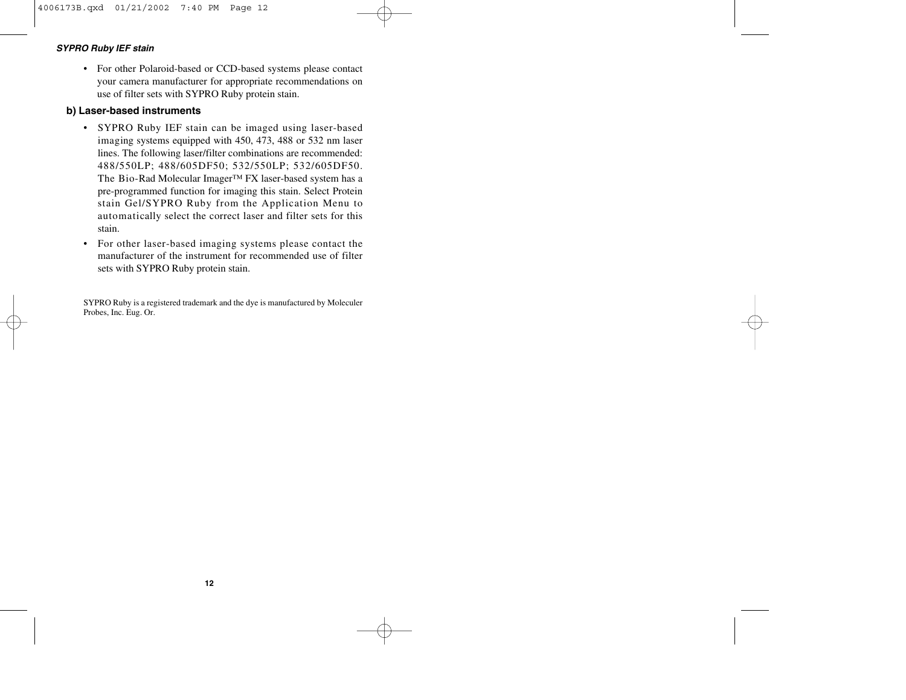- For other Polaroid-based or CCD-based systems please contact your camera manufacturer for appropriate recommendations on use of filter sets with SYPRO Ruby protein stain.

**b) Laser-based instruments**

- SYPRO Ruby IEF stain can be imaged using laser-based imaging systems equipped with 450, 473, 488 or 532 nm laser lines. The following laser/filter combinations are recommended: 488/550LP; 488/605DF50; 532/550LP; 532/605DF50. The Bio-Rad Molecular Imager™ FX laser-based system has a pre-programmed function for imaging this stain. Select Protein stain Gel/SYPRO Ruby from the Application Menu to automatically select the correct laser and filter sets for this stain.
- For other laser-based imaging systems please contact the manufacturer of the instrument for recommended use of filter sets with SYPRO Ruby protein stain.

SYPRO Ruby is a registered trademark and the dye is manufactured by Moleculer Probes, Inc. Eug. Or.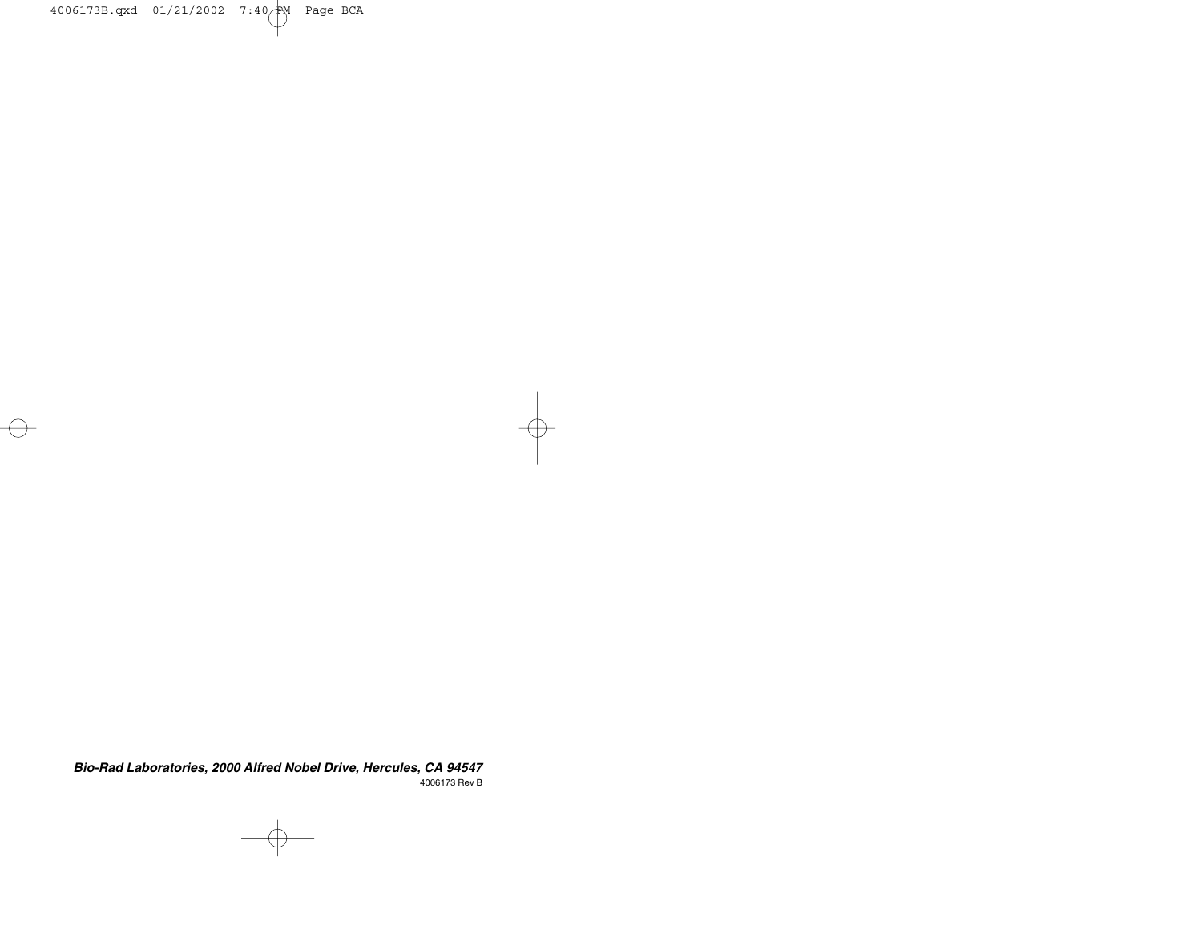***Bio-Rad Laboratories, 2000 Alfred Nobel Drive, Hercules, CA 94547***

4006173 Rev B